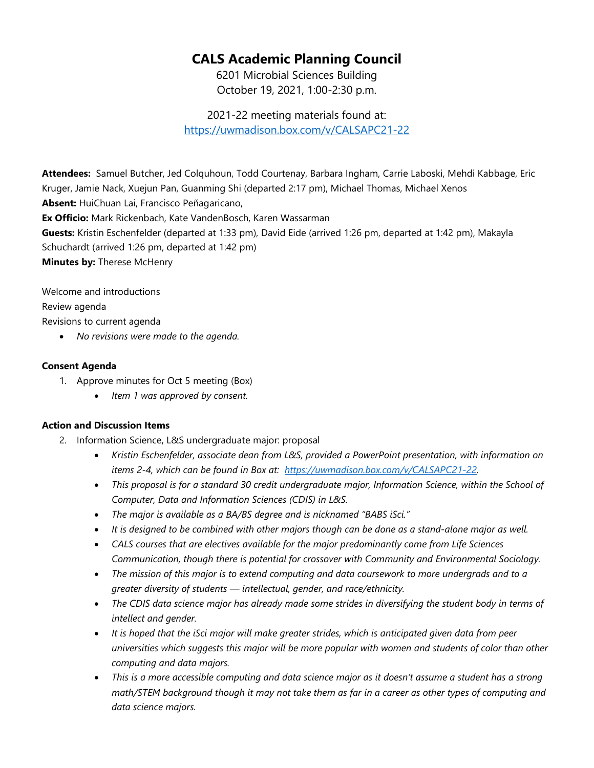# CALS Academic Planning Council

6201 Microbial Sciences Building
October 19, 2021, 1:00-2:30 p.m.

2021-22 meeting materials found at:
https://uwmadison.box.com/v/CALSAPC21-22

**Attendees:** Samuel Butcher, Jed Colquhoun, Todd Courtenay, Barbara Ingham, Carrie Laboski, Mehdi Kabbage, Eric Kruger, Jamie Nack, Xuejun Pan, Guanming Shi (departed 2:17 pm), Michael Thomas, Michael Xenos
**Absent:** HuiChuan Lai, Francisco Peñagaricano,
**Ex Officio:** Mark Rickenbach, Kate VandenBosch, Karen Wassarman
**Guests:** Kristin Eschenfelder (departed at 1:33 pm), David Eide (arrived 1:26 pm, departed at 1:42 pm), Makayla Schuchardt (arrived 1:26 pm, departed at 1:42 pm)
**Minutes by:** Therese McHenry

Welcome and introductions
Review agenda
Revisions to current agenda

- *No revisions were made to the agenda.*

**Consent Agenda**

1. Approve minutes for Oct 5 meeting (Box)
   - *Item 1 was approved by consent.*

**Action and Discussion Items**

2. Information Science, L&S undergraduate major: proposal
   - *Kristin Eschenfelder, associate dean from L&S, provided a PowerPoint presentation, with information on items 2-4, which can be found in Box at: https://uwmadison.box.com/v/CALSAPC21-22.*
   - *This proposal is for a standard 30 credit undergraduate major, Information Science, within the School of Computer, Data and Information Sciences (CDIS) in L&S.*
   - *The major is available as a BA/BS degree and is nicknamed "BABS iSci."*
   - *It is designed to be combined with other majors though can be done as a stand-alone major as well.*
   - *CALS courses that are electives available for the major predominantly come from Life Sciences Communication, though there is potential for crossover with Community and Environmental Sociology.*
   - *The mission of this major is to extend computing and data coursework to more undergrads and to a greater diversity of students — intellectual, gender, and race/ethnicity.*
   - *The CDIS data science major has already made some strides in diversifying the student body in terms of intellect and gender.*
   - *It is hoped that the iSci major will make greater strides, which is anticipated given data from peer universities which suggests this major will be more popular with women and students of color than other computing and data majors.*
   - *This is a more accessible computing and data science major as it doesn't assume a student has a strong math/STEM background though it may not take them as far in a career as other types of computing and data science majors.*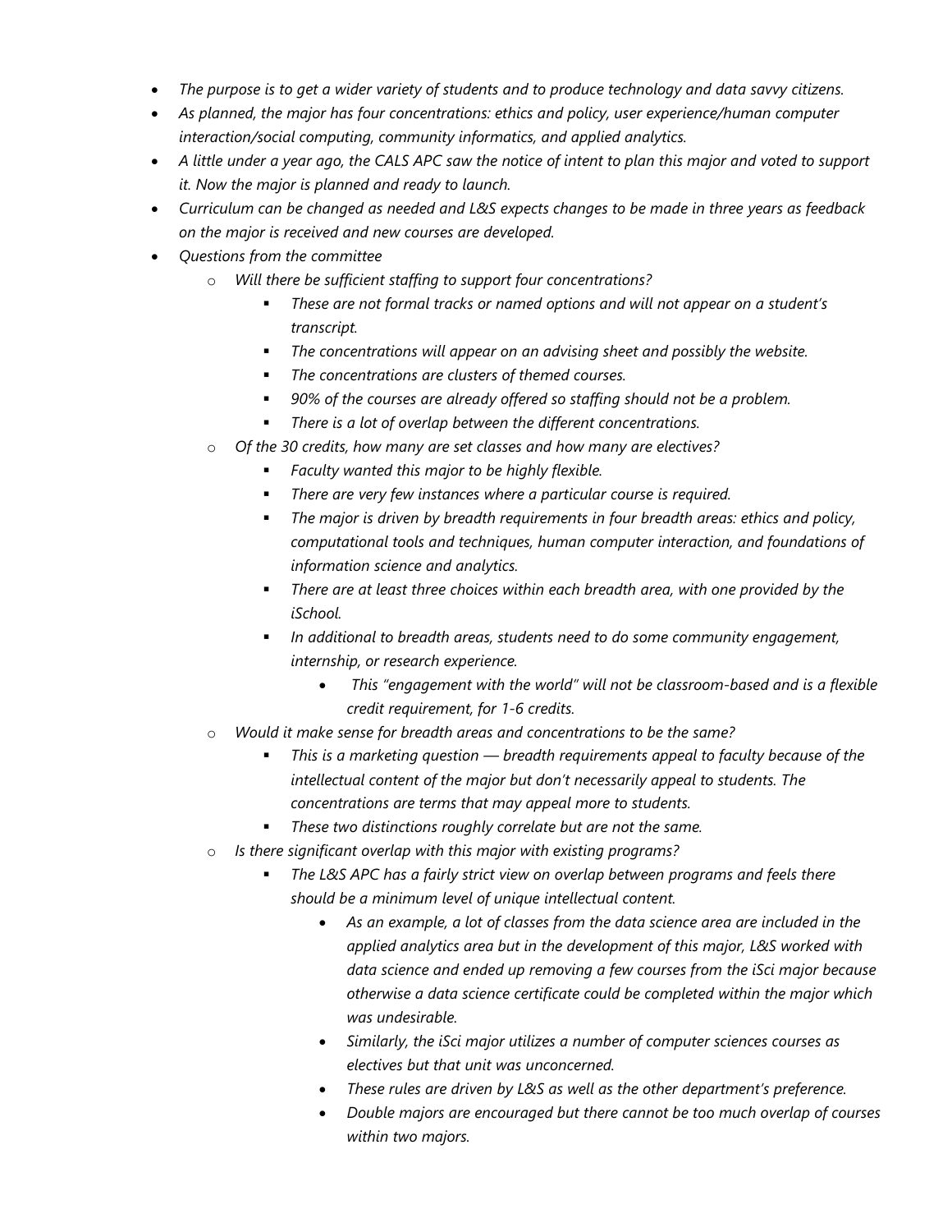- *The purpose is to get a wider variety of students and to produce technology and data savvy citizens.*
- *As planned, the major has four concentrations: ethics and policy, user experience/human computer interaction/social computing, community informatics, and applied analytics.*
- *A little under a year ago, the CALS APC saw the notice of intent to plan this major and voted to support it. Now the major is planned and ready to launch.*
- *Curriculum can be changed as needed and L&S expects changes to be made in three years as feedback on the major is received and new courses are developed.*
- *Questions from the committee*
    - *Will there be sufficient staffing to support four concentrations?*
        - *These are not formal tracks or named options and will not appear on a student's transcript.*
        - *The concentrations will appear on an advising sheet and possibly the website.*
        - *The concentrations are clusters of themed courses.*
        - *90% of the courses are already offered so staffing should not be a problem.*
        - *There is a lot of overlap between the different concentrations.*
    - *Of the 30 credits, how many are set classes and how many are electives?*
        - *Faculty wanted this major to be highly flexible.*
        - *There are very few instances where a particular course is required.*
        - *The major is driven by breadth requirements in four breadth areas: ethics and policy, computational tools and techniques, human computer interaction, and foundations of information science and analytics.*
        - *There are at least three choices within each breadth area, with one provided by the iSchool.*
        - *In additional to breadth areas, students need to do some community engagement, internship, or research experience.*
            - *This "engagement with the world" will not be classroom-based and is a flexible credit requirement, for 1-6 credits.*
    - *Would it make sense for breadth areas and concentrations to be the same?*
        - *This is a marketing question — breadth requirements appeal to faculty because of the intellectual content of the major but don't necessarily appeal to students. The concentrations are terms that may appeal more to students.*
        - *These two distinctions roughly correlate but are not the same.*
    - *Is there significant overlap with this major with existing programs?*
        - *The L&S APC has a fairly strict view on overlap between programs and feels there should be a minimum level of unique intellectual content.*
            - *As an example, a lot of classes from the data science area are included in the applied analytics area but in the development of this major, L&S worked with data science and ended up removing a few courses from the iSci major because otherwise a data science certificate could be completed within the major which was undesirable.*
            - *Similarly, the iSci major utilizes a number of computer sciences courses as electives but that unit was unconcerned.*
            - *These rules are driven by L&S as well as the other department's preference.*
            - *Double majors are encouraged but there cannot be too much overlap of courses within two majors.*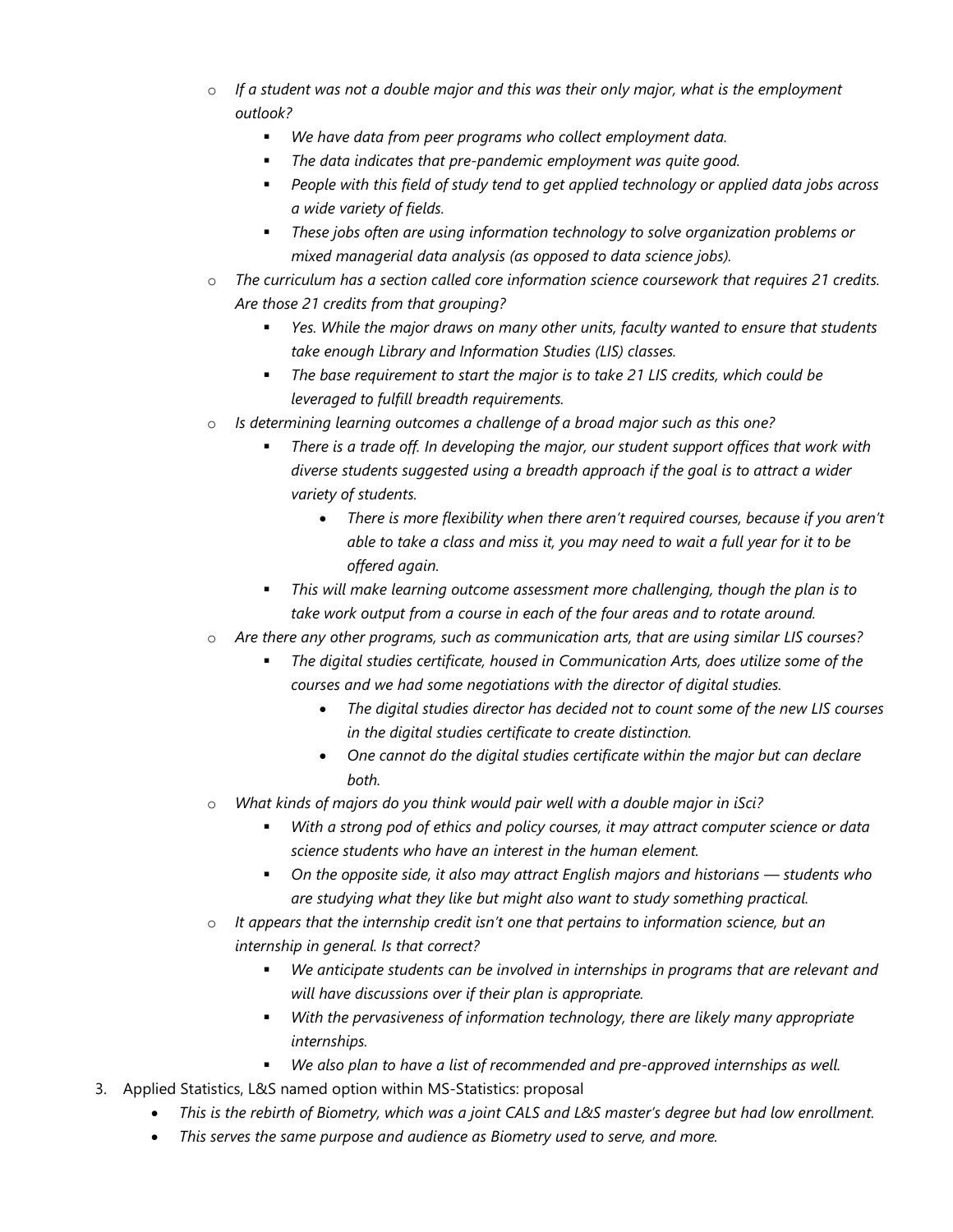- *If a student was not a double major and this was their only major, what is the employment outlook?*
    - *We have data from peer programs who collect employment data.*
    - *The data indicates that pre-pandemic employment was quite good.*
    - *People with this field of study tend to get applied technology or applied data jobs across a wide variety of fields.*
    - *These jobs often are using information technology to solve organization problems or mixed managerial data analysis (as opposed to data science jobs).*
- *The curriculum has a section called core information science coursework that requires 21 credits. Are those 21 credits from that grouping?*
    - *Yes. While the major draws on many other units, faculty wanted to ensure that students take enough Library and Information Studies (LIS) classes.*
    - *The base requirement to start the major is to take 21 LIS credits, which could be leveraged to fulfill breadth requirements.*
- *Is determining learning outcomes a challenge of a broad major such as this one?*
    - *There is a trade off. In developing the major, our student support offices that work with diverse students suggested using a breadth approach if the goal is to attract a wider variety of students.*
        - *There is more flexibility when there aren't required courses, because if you aren't able to take a class and miss it, you may need to wait a full year for it to be offered again.*
    - *This will make learning outcome assessment more challenging, though the plan is to take work output from a course in each of the four areas and to rotate around.*
- *Are there any other programs, such as communication arts, that are using similar LIS courses?*
    - *The digital studies certificate, housed in Communication Arts, does utilize some of the courses and we had some negotiations with the director of digital studies.*
        - *The digital studies director has decided not to count some of the new LIS courses in the digital studies certificate to create distinction.*
        - *One cannot do the digital studies certificate within the major but can declare both.*
- *What kinds of majors do you think would pair well with a double major in iSci?*
    - *With a strong pod of ethics and policy courses, it may attract computer science or data science students who have an interest in the human element.*
    - *On the opposite side, it also may attract English majors and historians — students who are studying what they like but might also want to study something practical.*
- *It appears that the internship credit isn't one that pertains to information science, but an internship in general. Is that correct?*
    - *We anticipate students can be involved in internships in programs that are relevant and will have discussions over if their plan is appropriate.*
    - *With the pervasiveness of information technology, there are likely many appropriate internships.*
    - *We also plan to have a list of recommended and pre-approved internships as well.*

3. Applied Statistics, L&S named option within MS-Statistics: proposal
    - *This is the rebirth of Biometry, which was a joint CALS and L&S master's degree but had low enrollment.*
    - *This serves the same purpose and audience as Biometry used to serve, and more.*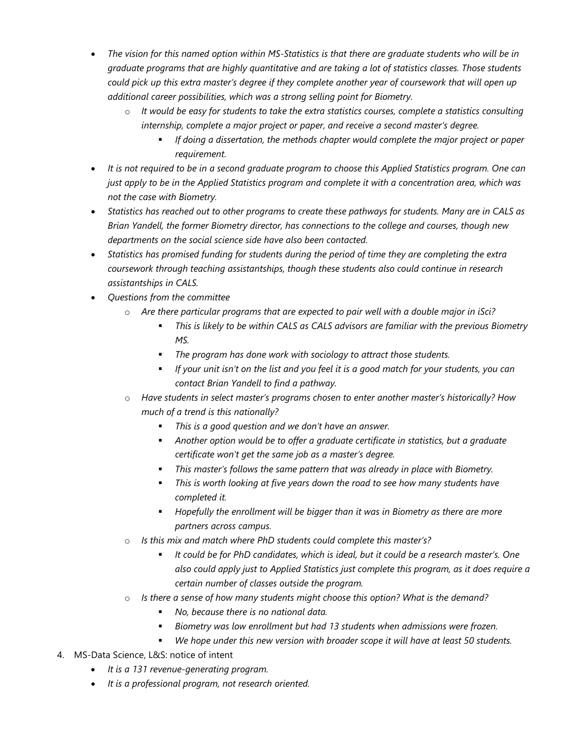- *The vision for this named option within MS-Statistics is that there are graduate students who will be in graduate programs that are highly quantitative and are taking a lot of statistics classes. Those students could pick up this extra master's degree if they complete another year of coursework that will open up additional career possibilities, which was a strong selling point for Biometry.*
    - *It would be easy for students to take the extra statistics courses, complete a statistics consulting internship, complete a major project or paper, and receive a second master's degree.*
        - *If doing a dissertation, the methods chapter would complete the major project or paper requirement.*
- *It is not required to be in a second graduate program to choose this Applied Statistics program. One can just apply to be in the Applied Statistics program and complete it with a concentration area, which was not the case with Biometry.*
- *Statistics has reached out to other programs to create these pathways for students. Many are in CALS as Brian Yandell, the former Biometry director, has connections to the college and courses, though new departments on the social science side have also been contacted.*
- *Statistics has promised funding for students during the period of time they are completing the extra coursework through teaching assistantships, though these students also could continue in research assistantships in CALS.*
- *Questions from the committee*
    - *Are there particular programs that are expected to pair well with a double major in iSci?*
        - *This is likely to be within CALS as CALS advisors are familiar with the previous Biometry MS.*
        - *The program has done work with sociology to attract those students.*
        - *If your unit isn't on the list and you feel it is a good match for your students, you can contact Brian Yandell to find a pathway.*
    - *Have students in select master's programs chosen to enter another master's historically? How much of a trend is this nationally?*
        - *This is a good question and we don't have an answer.*
        - *Another option would be to offer a graduate certificate in statistics, but a graduate certificate won't get the same job as a master's degree.*
        - *This master's follows the same pattern that was already in place with Biometry.*
        - *This is worth looking at five years down the road to see how many students have completed it.*
        - *Hopefully the enrollment will be bigger than it was in Biometry as there are more partners across campus.*
    - *Is this mix and match where PhD students could complete this master's?*
        - *It could be for PhD candidates, which is ideal, but it could be a research master's. One also could apply just to Applied Statistics just complete this program, as it does require a certain number of classes outside the program.*
    - *Is there a sense of how many students might choose this option? What is the demand?*
        - *No, because there is no national data.*
        - *Biometry was low enrollment but had 13 students when admissions were frozen.*
        - *We hope under this new version with broader scope it will have at least 50 students.*

4. MS-Data Science, L&S: notice of intent
    - *It is a 131 revenue-generating program.*
    - *It is a professional program, not research oriented.*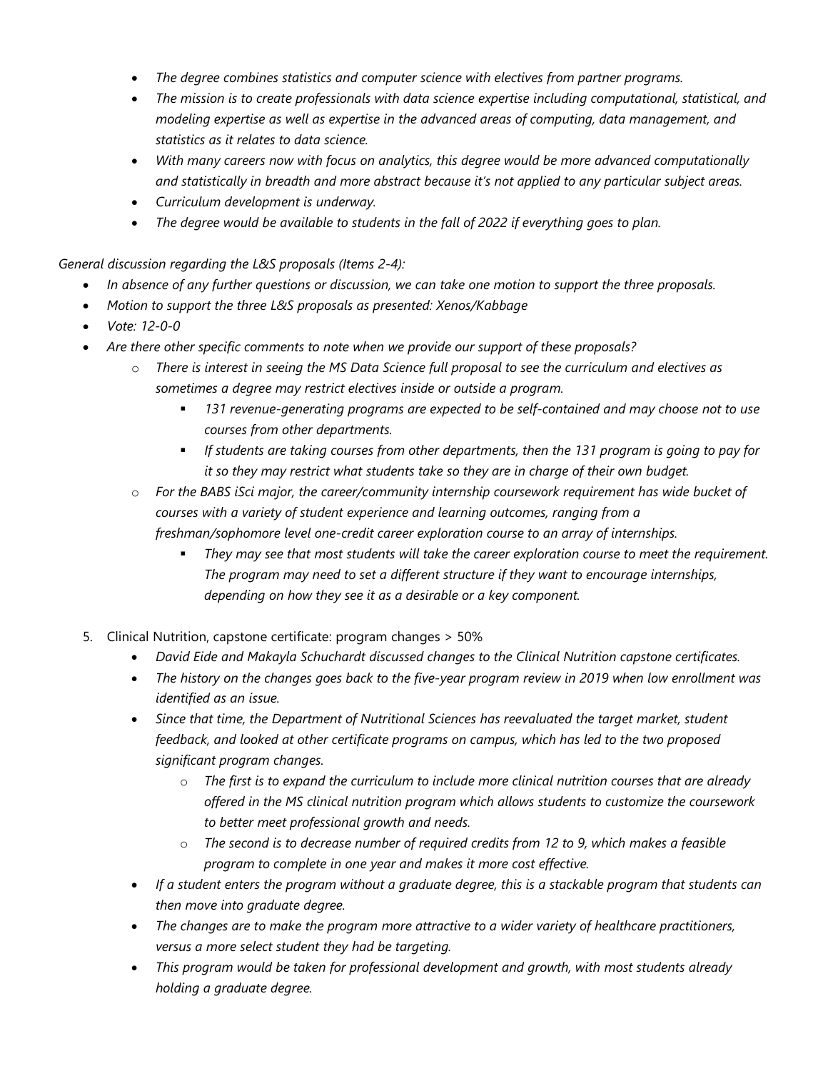- *The degree combines statistics and computer science with electives from partner programs.*
- *The mission is to create professionals with data science expertise including computational, statistical, and modeling expertise as well as expertise in the advanced areas of computing, data management, and statistics as it relates to data science.*
- *With many careers now with focus on analytics, this degree would be more advanced computationally and statistically in breadth and more abstract because it's not applied to any particular subject areas.*
- *Curriculum development is underway.*
- *The degree would be available to students in the fall of 2022 if everything goes to plan.*

*General discussion regarding the L&S proposals (Items 2-4):*

- *In absence of any further questions or discussion, we can take one motion to support the three proposals.*
- *Motion to support the three L&S proposals as presented: Xenos/Kabbage*
- *Vote: 12-0-0*
- *Are there other specific comments to note when we provide our support of these proposals?*
    - *There is interest in seeing the MS Data Science full proposal to see the curriculum and electives as sometimes a degree may restrict electives inside or outside a program.*
        - *131 revenue-generating programs are expected to be self-contained and may choose not to use courses from other departments.*
        - *If students are taking courses from other departments, then the 131 program is going to pay for it so they may restrict what students take so they are in charge of their own budget.*
    - *For the BABS iSci major, the career/community internship coursework requirement has wide bucket of courses with a variety of student experience and learning outcomes, ranging from a freshman/sophomore level one-credit career exploration course to an array of internships.*
        - *They may see that most students will take the career exploration course to meet the requirement. The program may need to set a different structure if they want to encourage internships, depending on how they see it as a desirable or a key component.*

5. Clinical Nutrition, capstone certificate: program changes > 50%
    - *David Eide and Makayla Schuchardt discussed changes to the Clinical Nutrition capstone certificates.*
    - *The history on the changes goes back to the five-year program review in 2019 when low enrollment was identified as an issue.*
    - *Since that time, the Department of Nutritional Sciences has reevaluated the target market, student feedback, and looked at other certificate programs on campus, which has led to the two proposed significant program changes.*
        - *The first is to expand the curriculum to include more clinical nutrition courses that are already offered in the MS clinical nutrition program which allows students to customize the coursework to better meet professional growth and needs.*
        - *The second is to decrease number of required credits from 12 to 9, which makes a feasible program to complete in one year and makes it more cost effective.*
    - *If a student enters the program without a graduate degree, this is a stackable program that students can then move into graduate degree.*
    - *The changes are to make the program more attractive to a wider variety of healthcare practitioners, versus a more select student they had be targeting.*
    - *This program would be taken for professional development and growth, with most students already holding a graduate degree.*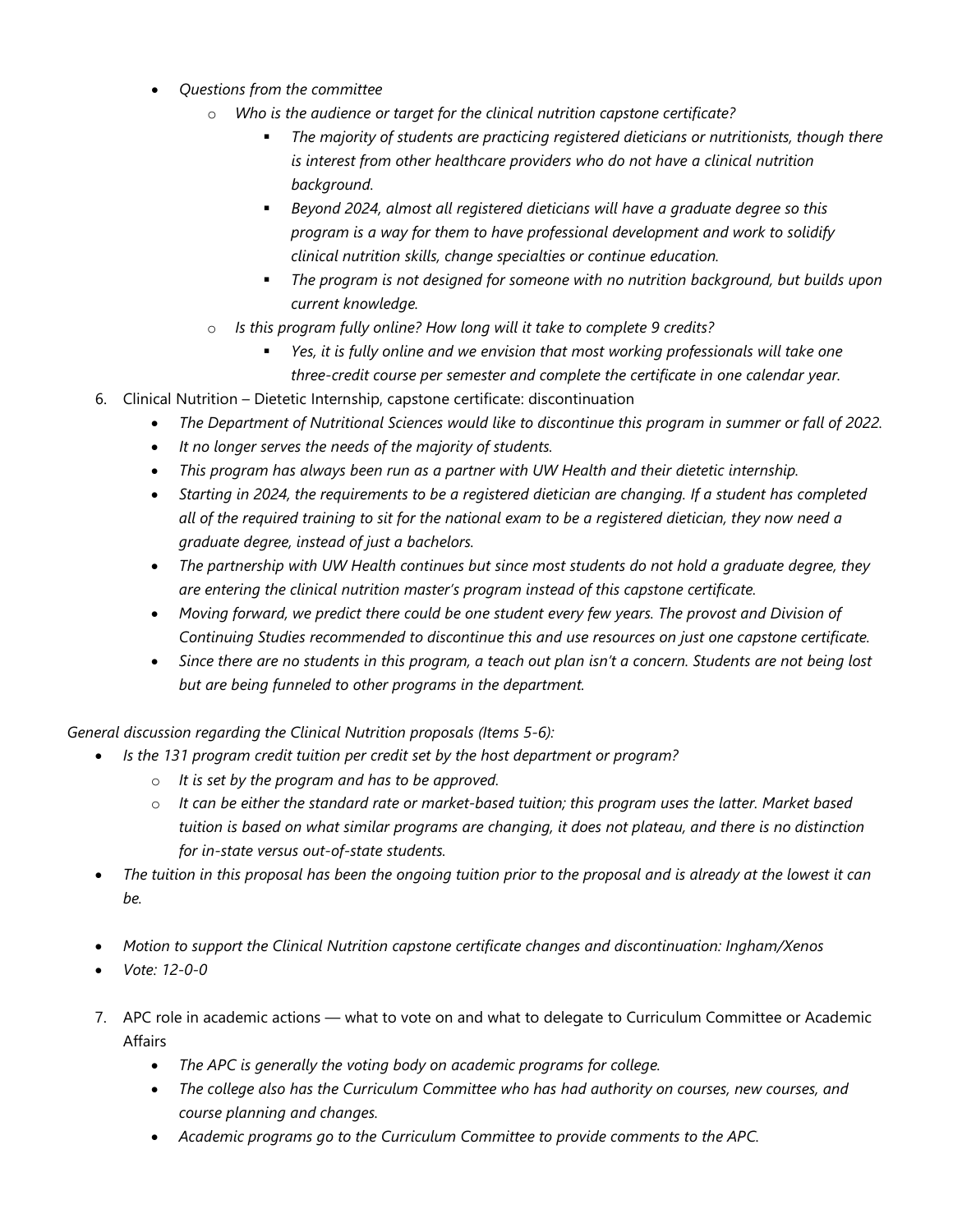- *Questions from the committee*
  - *Who is the audience or target for the clinical nutrition capstone certificate?*
    - *The majority of students are practicing registered dieticians or nutritionists, though there is interest from other healthcare providers who do not have a clinical nutrition background.*
    - *Beyond 2024, almost all registered dieticians will have a graduate degree so this program is a way for them to have professional development and work to solidify clinical nutrition skills, change specialties or continue education.*
    - *The program is not designed for someone with no nutrition background, but builds upon current knowledge.*
  - *Is this program fully online? How long will it take to complete 9 credits?*
    - *Yes, it is fully online and we envision that most working professionals will take one three-credit course per semester and complete the certificate in one calendar year.*

6. Clinical Nutrition – Dietetic Internship, capstone certificate: discontinuation
   - *The Department of Nutritional Sciences would like to discontinue this program in summer or fall of 2022.*
   - *It no longer serves the needs of the majority of students.*
   - *This program has always been run as a partner with UW Health and their dietetic internship.*
   - *Starting in 2024, the requirements to be a registered dietician are changing. If a student has completed all of the required training to sit for the national exam to be a registered dietician, they now need a graduate degree, instead of just a bachelors.*
   - *The partnership with UW Health continues but since most students do not hold a graduate degree, they are entering the clinical nutrition master's program instead of this capstone certificate.*
   - *Moving forward, we predict there could be one student every few years. The provost and Division of Continuing Studies recommended to discontinue this and use resources on just one capstone certificate.*
   - *Since there are no students in this program, a teach out plan isn't a concern. Students are not being lost but are being funneled to other programs in the department.*

*General discussion regarding the Clinical Nutrition proposals (Items 5-6):*

- *Is the 131 program credit tuition per credit set by the host department or program?*
  - *It is set by the program and has to be approved.*
  - *It can be either the standard rate or market-based tuition; this program uses the latter. Market based tuition is based on what similar programs are changing, it does not plateau, and there is no distinction for in-state versus out-of-state students.*
- *The tuition in this proposal has been the ongoing tuition prior to the proposal and is already at the lowest it can be.*

- *Motion to support the Clinical Nutrition capstone certificate changes and discontinuation: Ingham/Xenos*
- *Vote: 12-0-0*

7. APC role in academic actions — what to vote on and what to delegate to Curriculum Committee or Academic Affairs
   - *The APC is generally the voting body on academic programs for college.*
   - *The college also has the Curriculum Committee who has had authority on courses, new courses, and course planning and changes.*
   - *Academic programs go to the Curriculum Committee to provide comments to the APC.*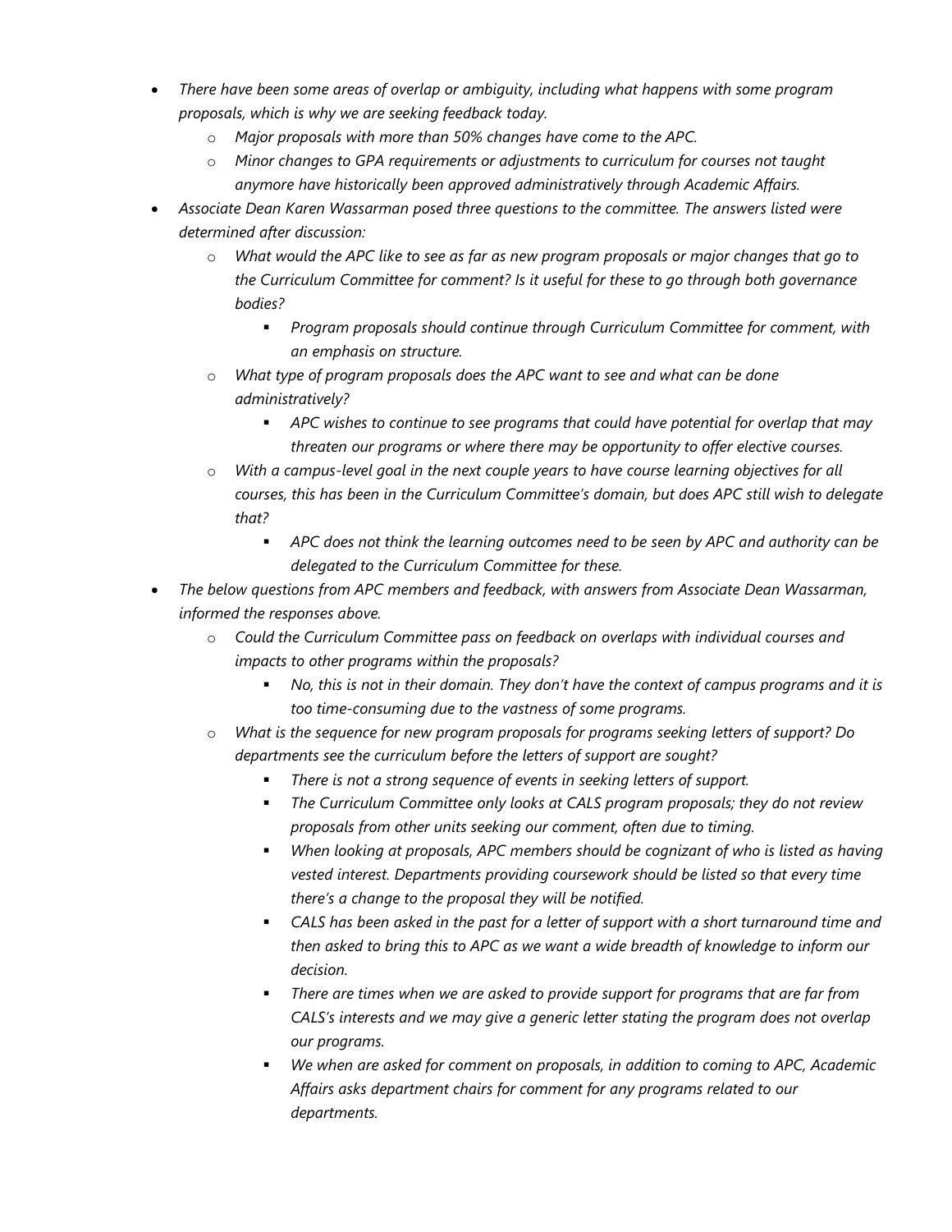- *There have been some areas of overlap or ambiguity, including what happens with some program proposals, which is why we are seeking feedback today.*
    - *Major proposals with more than 50% changes have come to the APC.*
    - *Minor changes to GPA requirements or adjustments to curriculum for courses not taught anymore have historically been approved administratively through Academic Affairs.*
- *Associate Dean Karen Wassarman posed three questions to the committee. The answers listed were determined after discussion:*
    - *What would the APC like to see as far as new program proposals or major changes that go to the Curriculum Committee for comment? Is it useful for these to go through both governance bodies?*
        - *Program proposals should continue through Curriculum Committee for comment, with an emphasis on structure.*
    - *What type of program proposals does the APC want to see and what can be done administratively?*
        - *APC wishes to continue to see programs that could have potential for overlap that may threaten our programs or where there may be opportunity to offer elective courses.*
    - *With a campus-level goal in the next couple years to have course learning objectives for all courses, this has been in the Curriculum Committee's domain, but does APC still wish to delegate that?*
        - *APC does not think the learning outcomes need to be seen by APC and authority can be delegated to the Curriculum Committee for these.*
- *The below questions from APC members and feedback, with answers from Associate Dean Wassarman, informed the responses above.*
    - *Could the Curriculum Committee pass on feedback on overlaps with individual courses and impacts to other programs within the proposals?*
        - *No, this is not in their domain. They don't have the context of campus programs and it is too time-consuming due to the vastness of some programs.*
    - *What is the sequence for new program proposals for programs seeking letters of support? Do departments see the curriculum before the letters of support are sought?*
        - *There is not a strong sequence of events in seeking letters of support.*
        - *The Curriculum Committee only looks at CALS program proposals; they do not review proposals from other units seeking our comment, often due to timing.*
        - *When looking at proposals, APC members should be cognizant of who is listed as having vested interest. Departments providing coursework should be listed so that every time there's a change to the proposal they will be notified.*
        - *CALS has been asked in the past for a letter of support with a short turnaround time and then asked to bring this to APC as we want a wide breadth of knowledge to inform our decision.*
        - *There are times when we are asked to provide support for programs that are far from CALS's interests and we may give a generic letter stating the program does not overlap our programs.*
        - *We when are asked for comment on proposals, in addition to coming to APC, Academic Affairs asks department chairs for comment for any programs related to our departments.*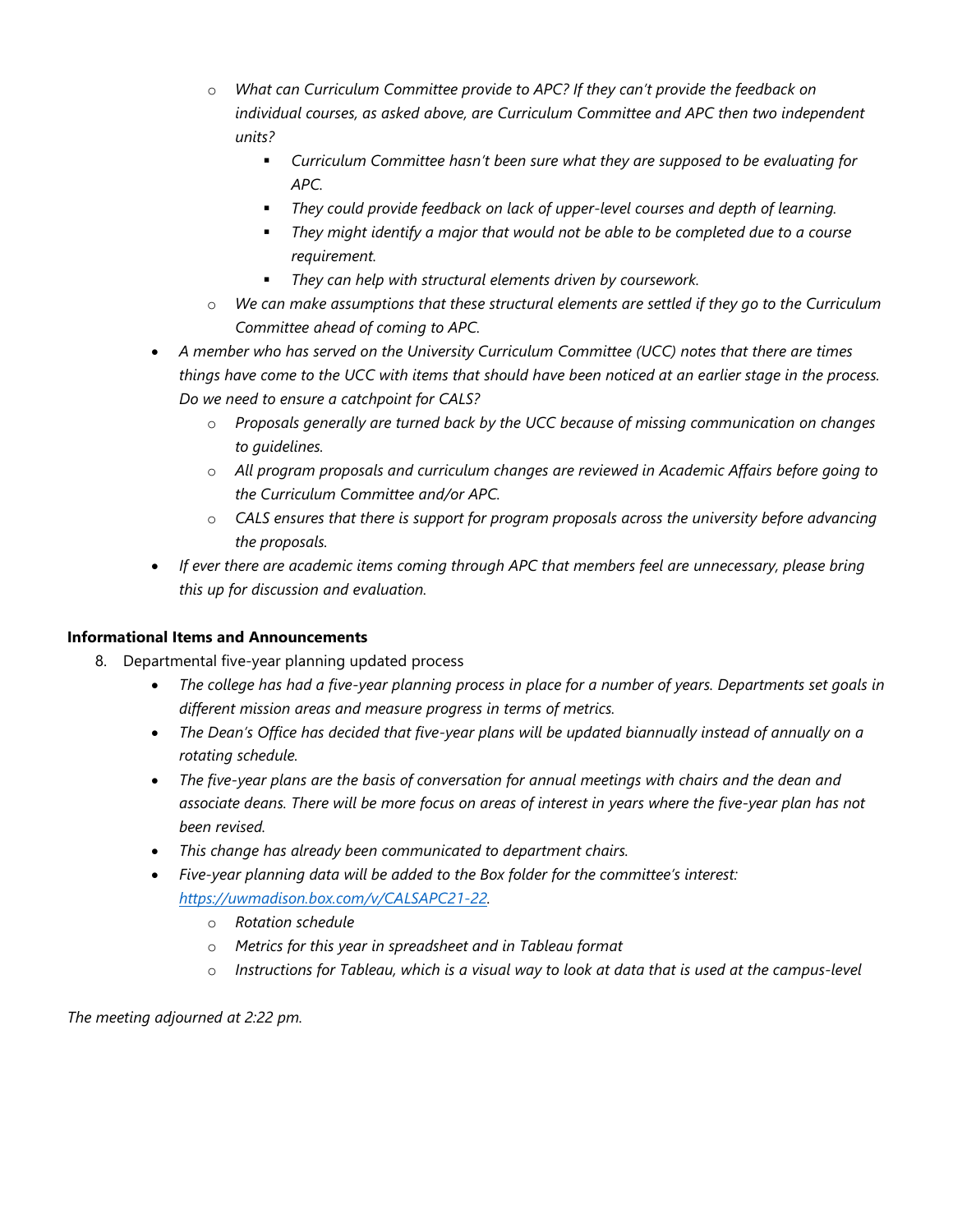- *What can Curriculum Committee provide to APC? If they can't provide the feedback on individual courses, as asked above, are Curriculum Committee and APC then two independent units?*
     - *Curriculum Committee hasn't been sure what they are supposed to be evaluating for APC.*
     - *They could provide feedback on lack of upper-level courses and depth of learning.*
     - *They might identify a major that would not be able to be completed due to a course requirement.*
     - *They can help with structural elements driven by coursework.*
   - *We can make assumptions that these structural elements are settled if they go to the Curriculum Committee ahead of coming to APC.*
- *A member who has served on the University Curriculum Committee (UCC) notes that there are times things have come to the UCC with items that should have been noticed at an earlier stage in the process. Do we need to ensure a catchpoint for CALS?*
   - *Proposals generally are turned back by the UCC because of missing communication on changes to guidelines.*
   - *All program proposals and curriculum changes are reviewed in Academic Affairs before going to the Curriculum Committee and/or APC.*
   - *CALS ensures that there is support for program proposals across the university before advancing the proposals.*
- *If ever there are academic items coming through APC that members feel are unnecessary, please bring this up for discussion and evaluation.*

**Informational Items and Announcements**

8. Departmental five-year planning updated process
   - *The college has had a five-year planning process in place for a number of years. Departments set goals in different mission areas and measure progress in terms of metrics.*
   - *The Dean's Office has decided that five-year plans will be updated biannually instead of annually on a rotating schedule.*
   - *The five-year plans are the basis of conversation for annual meetings with chairs and the dean and associate deans. There will be more focus on areas of interest in years where the five-year plan has not been revised.*
   - *This change has already been communicated to department chairs.*
   - *Five-year planning data will be added to the Box folder for the committee's interest: [https://uwmadison.box.com/v/CALSAPC21-22](https://uwmadison.box.com/v/CALSAPC21-22).*
     - *Rotation schedule*
     - *Metrics for this year in spreadsheet and in Tableau format*
     - *Instructions for Tableau, which is a visual way to look at data that is used at the campus-level*

*The meeting adjourned at 2:22 pm.*